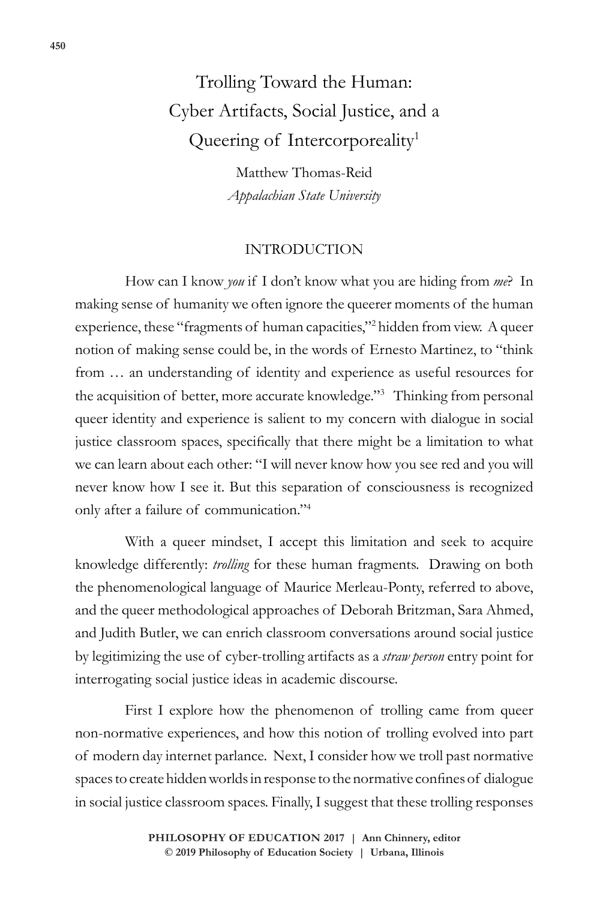# Trolling Toward the Human: Cyber Artifacts, Social Justice, and a Queering of Intercorporeality[1]

Matthew Thomas-Reid
*Appalachian State University*

## INTRODUCTION

How can I know *you* if I don't know what you are hiding from *me*? In making sense of humanity we often ignore the queerer moments of the human experience, these "fragments of human capacities,"[2] hidden from view. A queer notion of making sense could be, in the words of Ernesto Martinez, to "think from … an understanding of identity and experience as useful resources for the acquisition of better, more accurate knowledge."[3] Thinking from personal queer identity and experience is salient to my concern with dialogue in social justice classroom spaces, specifically that there might be a limitation to what we can learn about each other: "I will never know how you see red and you will never know how I see it. But this separation of consciousness is recognized only after a failure of communication."[4]

With a queer mindset, I accept this limitation and seek to acquire knowledge differently: *trolling* for these human fragments. Drawing on both the phenomenological language of Maurice Merleau-Ponty, referred to above, and the queer methodological approaches of Deborah Britzman, Sara Ahmed, and Judith Butler, we can enrich classroom conversations around social justice by legitimizing the use of cyber-trolling artifacts as a *straw person* entry point for interrogating social justice ideas in academic discourse.

First I explore how the phenomenon of trolling came from queer non-normative experiences, and how this notion of trolling evolved into part of modern day internet parlance. Next, I consider how we troll past normative spaces to create hidden worlds in response to the normative confines of dialogue in social justice classroom spaces. Finally, I suggest that these trolling responses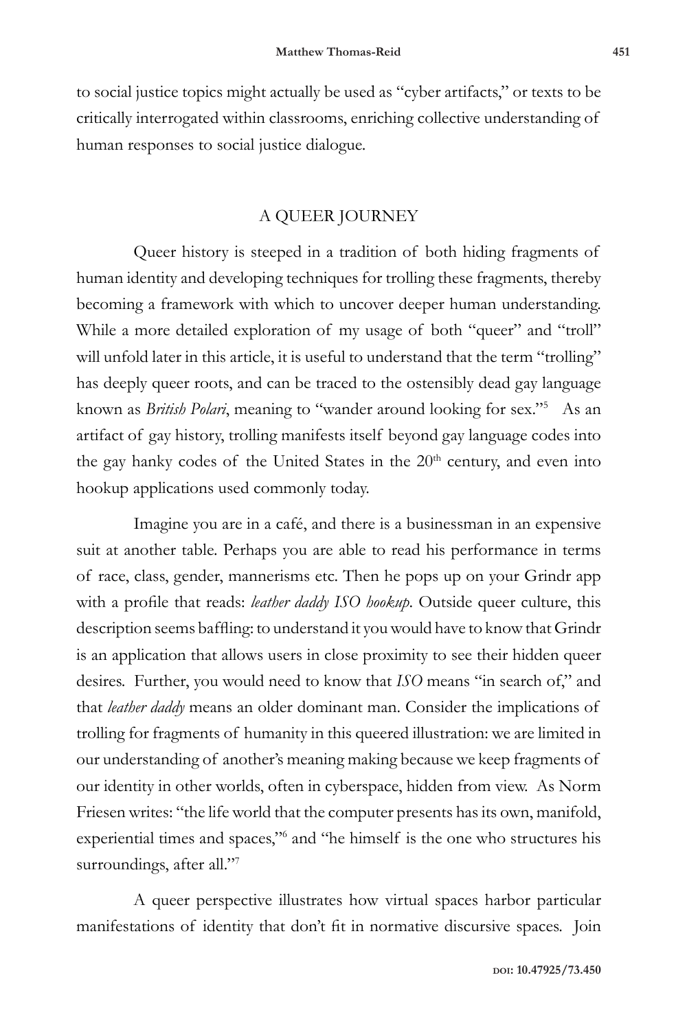to social justice topics might actually be used as "cyber artifacts," or texts to be critically interrogated within classrooms, enriching collective understanding of human responses to social justice dialogue.

## A QUEER JOURNEY

Queer history is steeped in a tradition of both hiding fragments of human identity and developing techniques for trolling these fragments, thereby becoming a framework with which to uncover deeper human understanding. While a more detailed exploration of my usage of both "queer" and "troll" will unfold later in this article, it is useful to understand that the term "trolling" has deeply queer roots, and can be traced to the ostensibly dead gay language known as *British Polari*, meaning to "wander around looking for sex."[5] As an artifact of gay history, trolling manifests itself beyond gay language codes into the gay hanky codes of the United States in the 20th century, and even into hookup applications used commonly today.

Imagine you are in a café, and there is a businessman in an expensive suit at another table. Perhaps you are able to read his performance in terms of race, class, gender, mannerisms etc. Then he pops up on your Grindr app with a profile that reads: *leather daddy ISO hookup*. Outside queer culture, this description seems baffling: to understand it you would have to know that Grindr is an application that allows users in close proximity to see their hidden queer desires. Further, you would need to know that *ISO* means "in search of," and that *leather daddy* means an older dominant man. Consider the implications of trolling for fragments of humanity in this queered illustration: we are limited in our understanding of another's meaning making because we keep fragments of our identity in other worlds, often in cyberspace, hidden from view. As Norm Friesen writes: "the life world that the computer presents has its own, manifold, experiential times and spaces,"[6] and "he himself is the one who structures his surroundings, after all."[7]

A queer perspective illustrates how virtual spaces harbor particular manifestations of identity that don't fit in normative discursive spaces. Join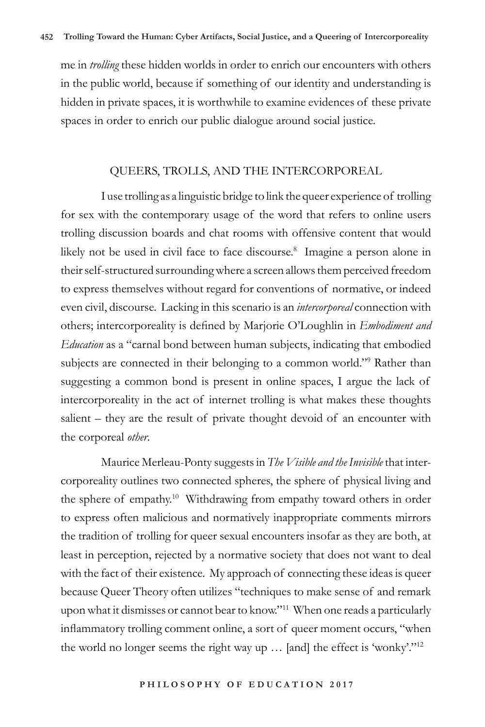me in *trolling* these hidden worlds in order to enrich our encounters with others in the public world, because if something of our identity and understanding is hidden in private spaces, it is worthwhile to examine evidences of these private spaces in order to enrich our public dialogue around social justice.

## QUEERS, TROLLS, AND THE INTERCORPOREAL

I use trolling as a linguistic bridge to link the queer experience of trolling for sex with the contemporary usage of the word that refers to online users trolling discussion boards and chat rooms with offensive content that would likely not be used in civil face to face discourse.[8] Imagine a person alone in their self-structured surrounding where a screen allows them perceived freedom to express themselves without regard for conventions of normative, or indeed even civil, discourse. Lacking in this scenario is an *intercorporeal* connection with others; intercorporeality is defined by Marjorie O'Loughlin in *Embodiment and Education* as a "carnal bond between human subjects, indicating that embodied subjects are connected in their belonging to a common world."[9] Rather than suggesting a common bond is present in online spaces, I argue the lack of intercorporeality in the act of internet trolling is what makes these thoughts salient – they are the result of private thought devoid of an encounter with the corporeal *other*.

Maurice Merleau-Ponty suggests in *The Visible and the Invisible* that intercorporeality outlines two connected spheres, the sphere of physical living and the sphere of empathy.[10] Withdrawing from empathy toward others in order to express often malicious and normatively inappropriate comments mirrors the tradition of trolling for queer sexual encounters insofar as they are both, at least in perception, rejected by a normative society that does not want to deal with the fact of their existence. My approach of connecting these ideas is queer because Queer Theory often utilizes "techniques to make sense of and remark upon what it dismisses or cannot bear to know."[11] When one reads a particularly inflammatory trolling comment online, a sort of queer moment occurs, "when the world no longer seems the right way up … [and] the effect is 'wonky'."[12]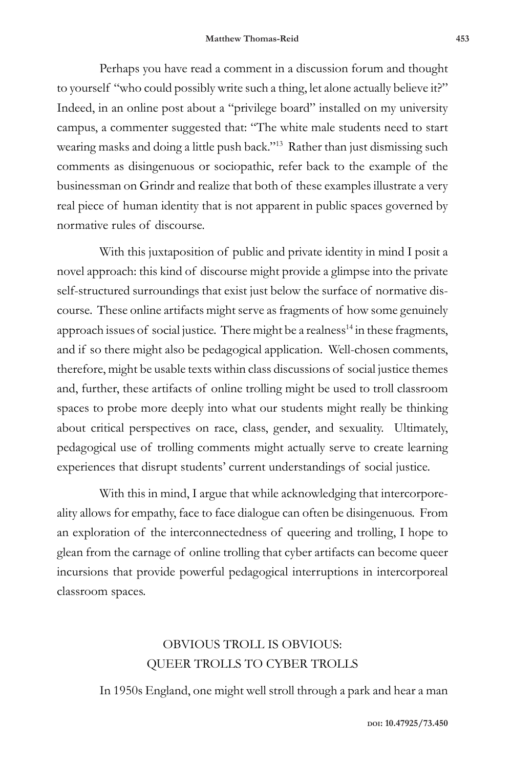Perhaps you have read a comment in a discussion forum and thought to yourself "who could possibly write such a thing, let alone actually believe it?" Indeed, in an online post about a "privilege board" installed on my university campus, a commenter suggested that: "The white male students need to start wearing masks and doing a little push back."[13] Rather than just dismissing such comments as disingenuous or sociopathic, refer back to the example of the businessman on Grindr and realize that both of these examples illustrate a very real piece of human identity that is not apparent in public spaces governed by normative rules of discourse.

With this juxtaposition of public and private identity in mind I posit a novel approach: this kind of discourse might provide a glimpse into the private self-structured surroundings that exist just below the surface of normative discourse. These online artifacts might serve as fragments of how some genuinely approach issues of social justice. There might be a realness[14] in these fragments, and if so there might also be pedagogical application. Well-chosen comments, therefore, might be usable texts within class discussions of social justice themes and, further, these artifacts of online trolling might be used to troll classroom spaces to probe more deeply into what our students might really be thinking about critical perspectives on race, class, gender, and sexuality. Ultimately, pedagogical use of trolling comments might actually serve to create learning experiences that disrupt students' current understandings of social justice.

With this in mind, I argue that while acknowledging that intercorporeality allows for empathy, face to face dialogue can often be disingenuous. From an exploration of the interconnectedness of queering and trolling, I hope to glean from the carnage of online trolling that cyber artifacts can become queer incursions that provide powerful pedagogical interruptions in intercorporeal classroom spaces.

## OBVIOUS TROLL IS OBVIOUS: QUEER TROLLS TO CYBER TROLLS

In 1950s England, one might well stroll through a park and hear a man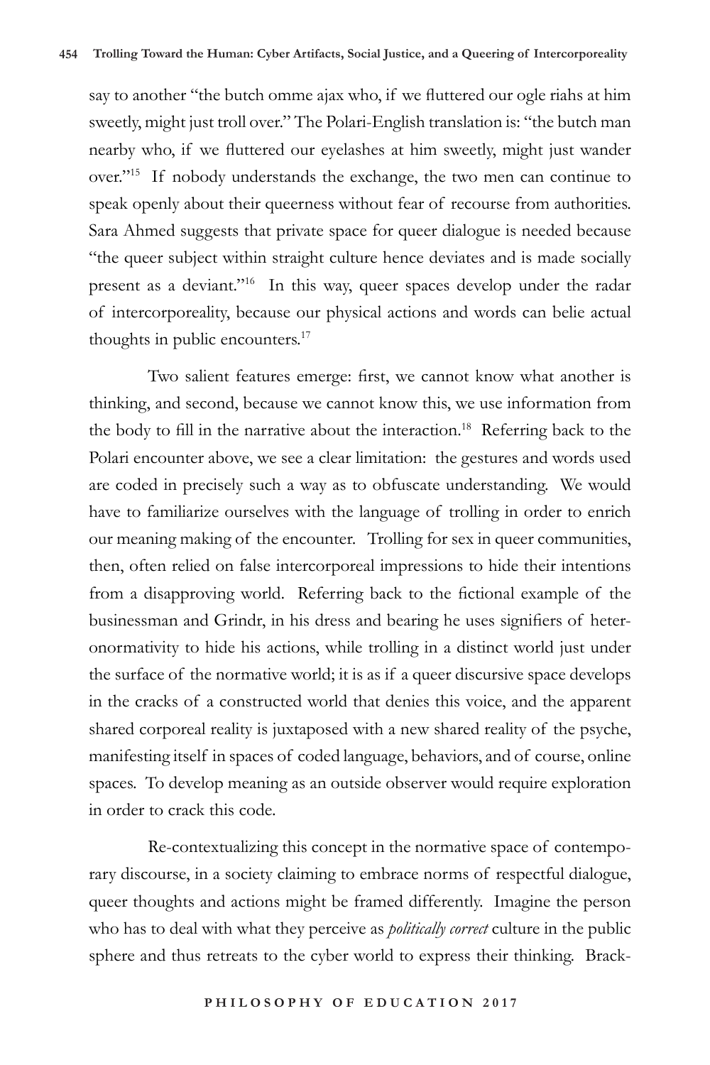say to another "the butch omme ajax who, if we fluttered our ogle riahs at him sweetly, might just troll over." The Polari-English translation is: "the butch man nearby who, if we fluttered our eyelashes at him sweetly, might just wander over."[15] If nobody understands the exchange, the two men can continue to speak openly about their queerness without fear of recourse from authorities. Sara Ahmed suggests that private space for queer dialogue is needed because "the queer subject within straight culture hence deviates and is made socially present as a deviant."[16] In this way, queer spaces develop under the radar of intercorporeality, because our physical actions and words can belie actual thoughts in public encounters.[17]

Two salient features emerge: first, we cannot know what another is thinking, and second, because we cannot know this, we use information from the body to fill in the narrative about the interaction.[18] Referring back to the Polari encounter above, we see a clear limitation: the gestures and words used are coded in precisely such a way as to obfuscate understanding. We would have to familiarize ourselves with the language of trolling in order to enrich our meaning making of the encounter. Trolling for sex in queer communities, then, often relied on false intercorporeal impressions to hide their intentions from a disapproving world. Referring back to the fictional example of the businessman and Grindr, in his dress and bearing he uses signifiers of heteronormativity to hide his actions, while trolling in a distinct world just under the surface of the normative world; it is as if a queer discursive space develops in the cracks of a constructed world that denies this voice, and the apparent shared corporeal reality is juxtaposed with a new shared reality of the psyche, manifesting itself in spaces of coded language, behaviors, and of course, online spaces. To develop meaning as an outside observer would require exploration in order to crack this code.

Re-contextualizing this concept in the normative space of contemporary discourse, in a society claiming to embrace norms of respectful dialogue, queer thoughts and actions might be framed differently. Imagine the person who has to deal with what they perceive as *politically correct* culture in the public sphere and thus retreats to the cyber world to express their thinking. Brack-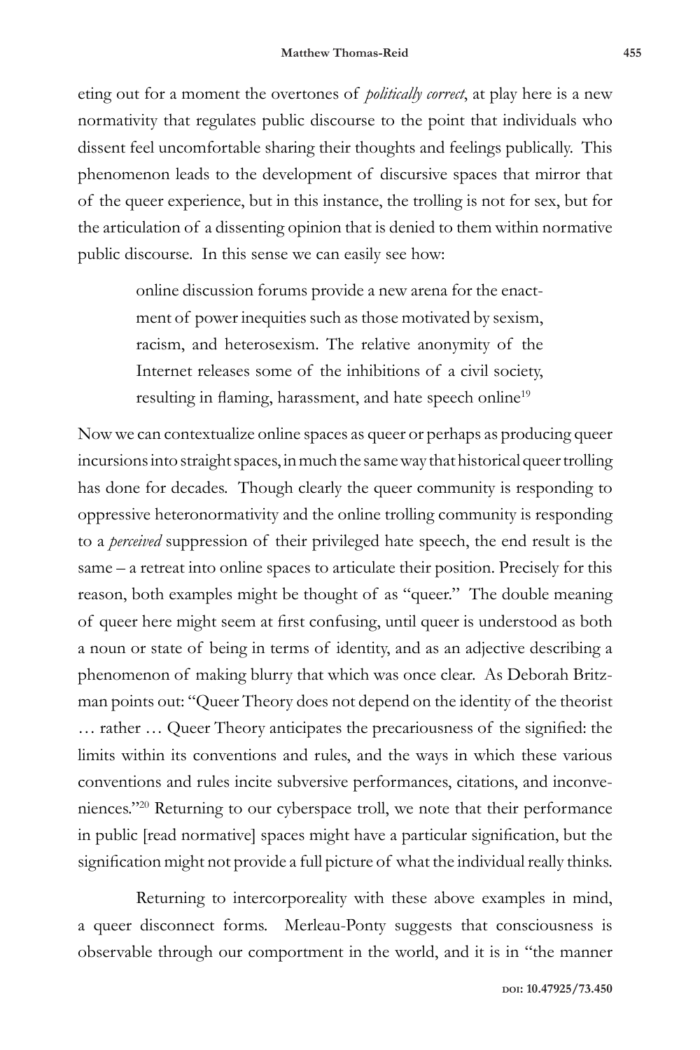eting out for a moment the overtones of *politically correct*, at play here is a new normativity that regulates public discourse to the point that individuals who dissent feel uncomfortable sharing their thoughts and feelings publically. This phenomenon leads to the development of discursive spaces that mirror that of the queer experience, but in this instance, the trolling is not for sex, but for the articulation of a dissenting opinion that is denied to them within normative public discourse. In this sense we can easily see how:

> online discussion forums provide a new arena for the enactment of power inequities such as those motivated by sexism, racism, and heterosexism. The relative anonymity of the Internet releases some of the inhibitions of a civil society, resulting in flaming, harassment, and hate speech online[19]

Now we can contextualize online spaces as queer or perhaps as producing queer incursions into straight spaces, in much the same way that historical queer trolling has done for decades. Though clearly the queer community is responding to oppressive heteronormativity and the online trolling community is responding to a *perceived* suppression of their privileged hate speech, the end result is the same – a retreat into online spaces to articulate their position. Precisely for this reason, both examples might be thought of as "queer." The double meaning of queer here might seem at first confusing, until queer is understood as both a noun or state of being in terms of identity, and as an adjective describing a phenomenon of making blurry that which was once clear. As Deborah Britzman points out: "Queer Theory does not depend on the identity of the theorist … rather … Queer Theory anticipates the precariousness of the signified: the limits within its conventions and rules, and the ways in which these various conventions and rules incite subversive performances, citations, and inconveniences."[20] Returning to our cyberspace troll, we note that their performance in public [read normative] spaces might have a particular signification, but the signification might not provide a full picture of what the individual really thinks.

Returning to intercorporeality with these above examples in mind, a queer disconnect forms. Merleau-Ponty suggests that consciousness is observable through our comportment in the world, and it is in "the manner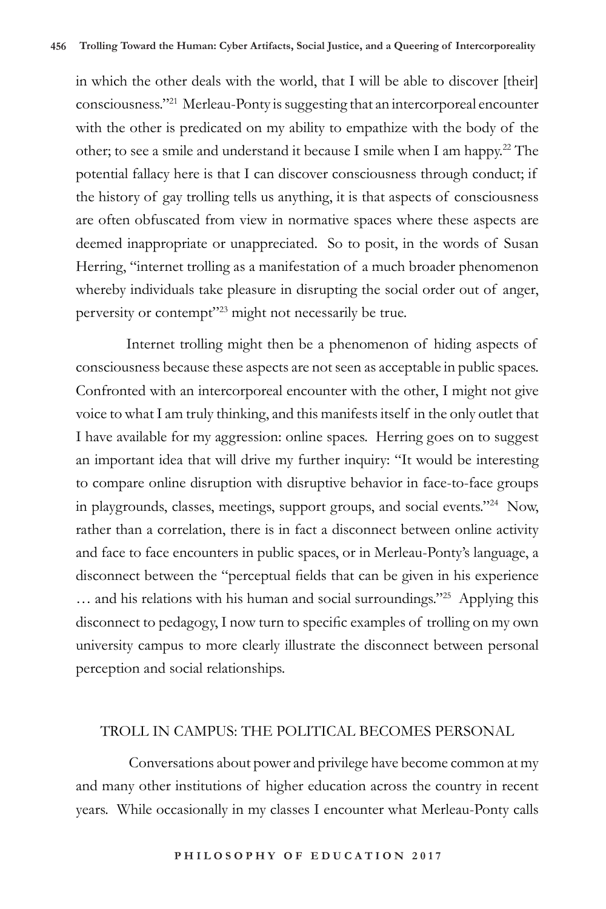in which the other deals with the world, that I will be able to discover [their] consciousness."[21] Merleau-Ponty is suggesting that an intercorporeal encounter with the other is predicated on my ability to empathize with the body of the other; to see a smile and understand it because I smile when I am happy.[22] The potential fallacy here is that I can discover consciousness through conduct; if the history of gay trolling tells us anything, it is that aspects of consciousness are often obfuscated from view in normative spaces where these aspects are deemed inappropriate or unappreciated. So to posit, in the words of Susan Herring, "internet trolling as a manifestation of a much broader phenomenon whereby individuals take pleasure in disrupting the social order out of anger, perversity or contempt"[23] might not necessarily be true.

Internet trolling might then be a phenomenon of hiding aspects of consciousness because these aspects are not seen as acceptable in public spaces. Confronted with an intercorporeal encounter with the other, I might not give voice to what I am truly thinking, and this manifests itself in the only outlet that I have available for my aggression: online spaces. Herring goes on to suggest an important idea that will drive my further inquiry: "It would be interesting to compare online disruption with disruptive behavior in face-to-face groups in playgrounds, classes, meetings, support groups, and social events."[24] Now, rather than a correlation, there is in fact a disconnect between online activity and face to face encounters in public spaces, or in Merleau-Ponty's language, a disconnect between the "perceptual fields that can be given in his experience … and his relations with his human and social surroundings."[25] Applying this disconnect to pedagogy, I now turn to specific examples of trolling on my own university campus to more clearly illustrate the disconnect between personal perception and social relationships.

## TROLL IN CAMPUS: THE POLITICAL BECOMES PERSONAL

Conversations about power and privilege have become common at my and many other institutions of higher education across the country in recent years. While occasionally in my classes I encounter what Merleau-Ponty calls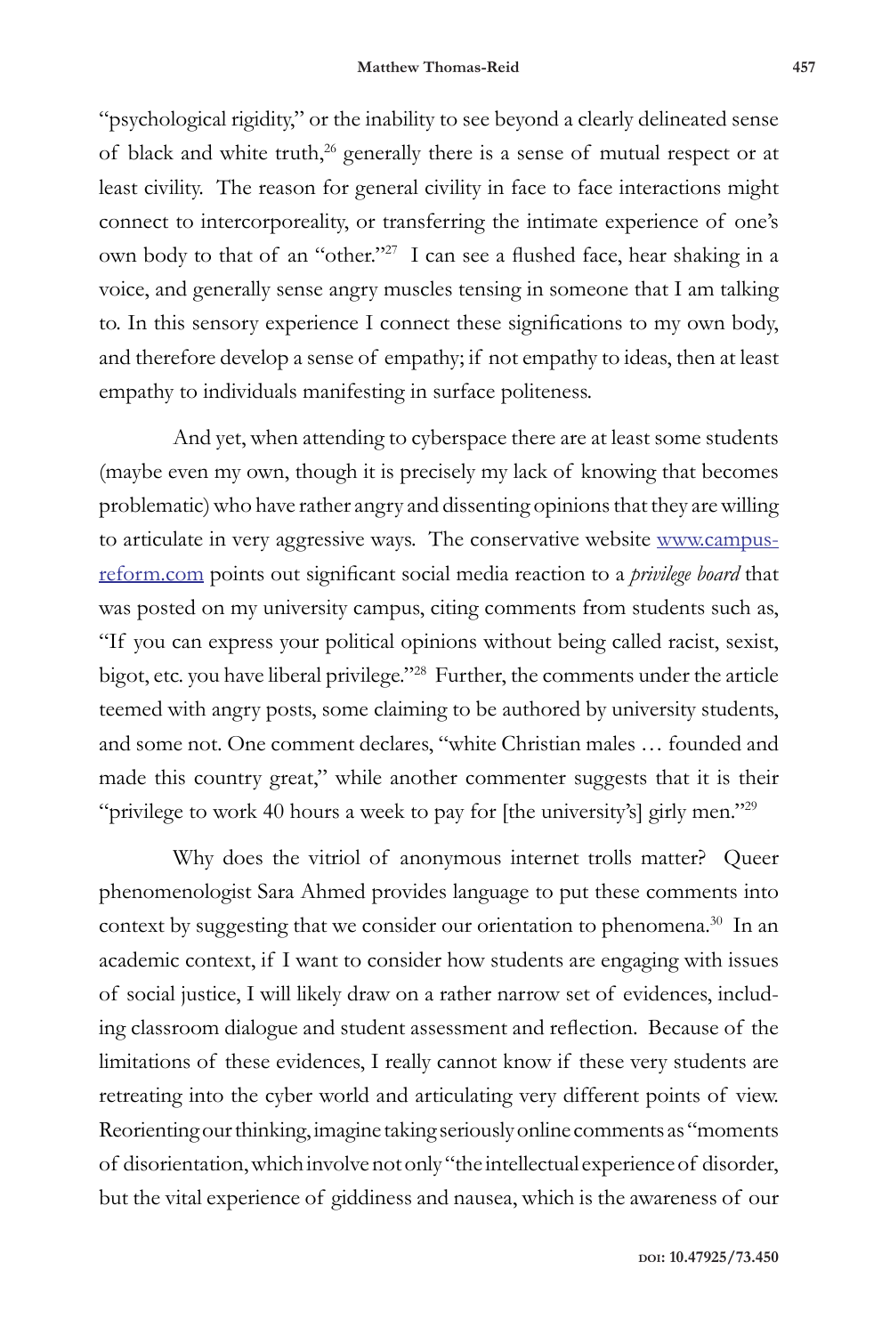"psychological rigidity," or the inability to see beyond a clearly delineated sense of black and white truth,[26] generally there is a sense of mutual respect or at least civility. The reason for general civility in face to face interactions might connect to intercorporeality, or transferring the intimate experience of one's own body to that of an "other."[27] I can see a flushed face, hear shaking in a voice, and generally sense angry muscles tensing in someone that I am talking to. In this sensory experience I connect these significations to my own body, and therefore develop a sense of empathy; if not empathy to ideas, then at least empathy to individuals manifesting in surface politeness.

And yet, when attending to cyberspace there are at least some students (maybe even my own, though it is precisely my lack of knowing that becomes problematic) who have rather angry and dissenting opinions that they are willing to articulate in very aggressive ways. The conservative website [www.campus-reform.com](http://www.campusreform.com) points out significant social media reaction to a *privilege board* that was posted on my university campus, citing comments from students such as, "If you can express your political opinions without being called racist, sexist, bigot, etc. you have liberal privilege."[28] Further, the comments under the article teemed with angry posts, some claiming to be authored by university students, and some not. One comment declares, "white Christian males … founded and made this country great," while another commenter suggests that it is their "privilege to work 40 hours a week to pay for [the university's] girly men."[29]

Why does the vitriol of anonymous internet trolls matter? Queer phenomenologist Sara Ahmed provides language to put these comments into context by suggesting that we consider our orientation to phenomena.[30] In an academic context, if I want to consider how students are engaging with issues of social justice, I will likely draw on a rather narrow set of evidences, including classroom dialogue and student assessment and reflection. Because of the limitations of these evidences, I really cannot know if these very students are retreating into the cyber world and articulating very different points of view. Reorienting our thinking, imagine taking seriously online comments as "moments of disorientation, which involve not only "the intellectual experience of disorder, but the vital experience of giddiness and nausea, which is the awareness of our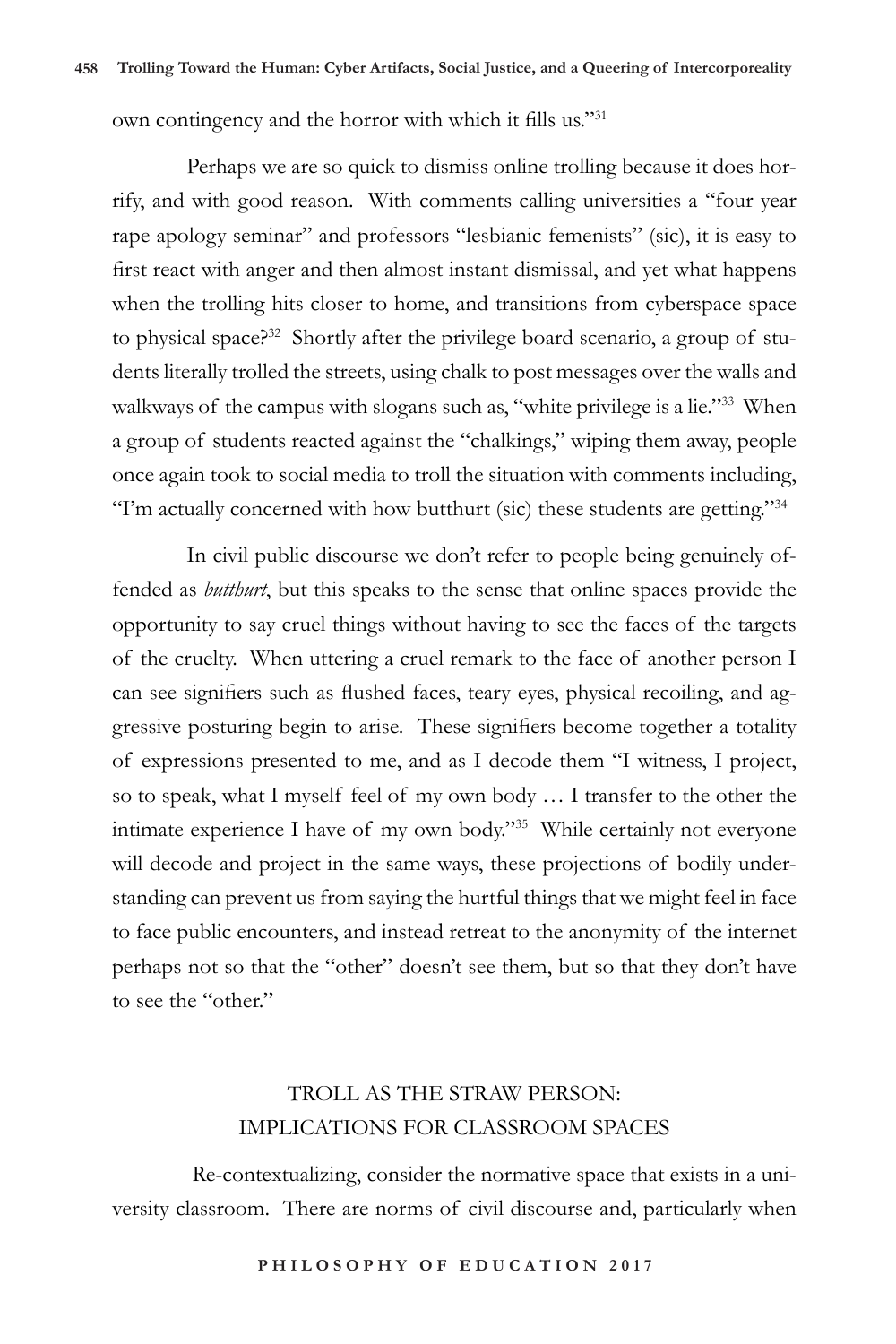own contingency and the horror with which it fills us."[31]

Perhaps we are so quick to dismiss online trolling because it does horrify, and with good reason. With comments calling universities a "four year rape apology seminar" and professors "lesbianic femenists" (sic), it is easy to first react with anger and then almost instant dismissal, and yet what happens when the trolling hits closer to home, and transitions from cyberspace space to physical space?[32] Shortly after the privilege board scenario, a group of students literally trolled the streets, using chalk to post messages over the walls and walkways of the campus with slogans such as, "white privilege is a lie."[33] When a group of students reacted against the "chalkings," wiping them away, people once again took to social media to troll the situation with comments including, "I'm actually concerned with how butthurt (sic) these students are getting."[34]

In civil public discourse we don't refer to people being genuinely offended as *butthurt*, but this speaks to the sense that online spaces provide the opportunity to say cruel things without having to see the faces of the targets of the cruelty. When uttering a cruel remark to the face of another person I can see signifiers such as flushed faces, teary eyes, physical recoiling, and aggressive posturing begin to arise. These signifiers become together a totality of expressions presented to me, and as I decode them "I witness, I project, so to speak, what I myself feel of my own body … I transfer to the other the intimate experience I have of my own body."[35] While certainly not everyone will decode and project in the same ways, these projections of bodily understanding can prevent us from saying the hurtful things that we might feel in face to face public encounters, and instead retreat to the anonymity of the internet perhaps not so that the "other" doesn't see them, but so that they don't have to see the "other."

## TROLL AS THE STRAW PERSON: IMPLICATIONS FOR CLASSROOM SPACES

Re-contextualizing, consider the normative space that exists in a university classroom. There are norms of civil discourse and, particularly when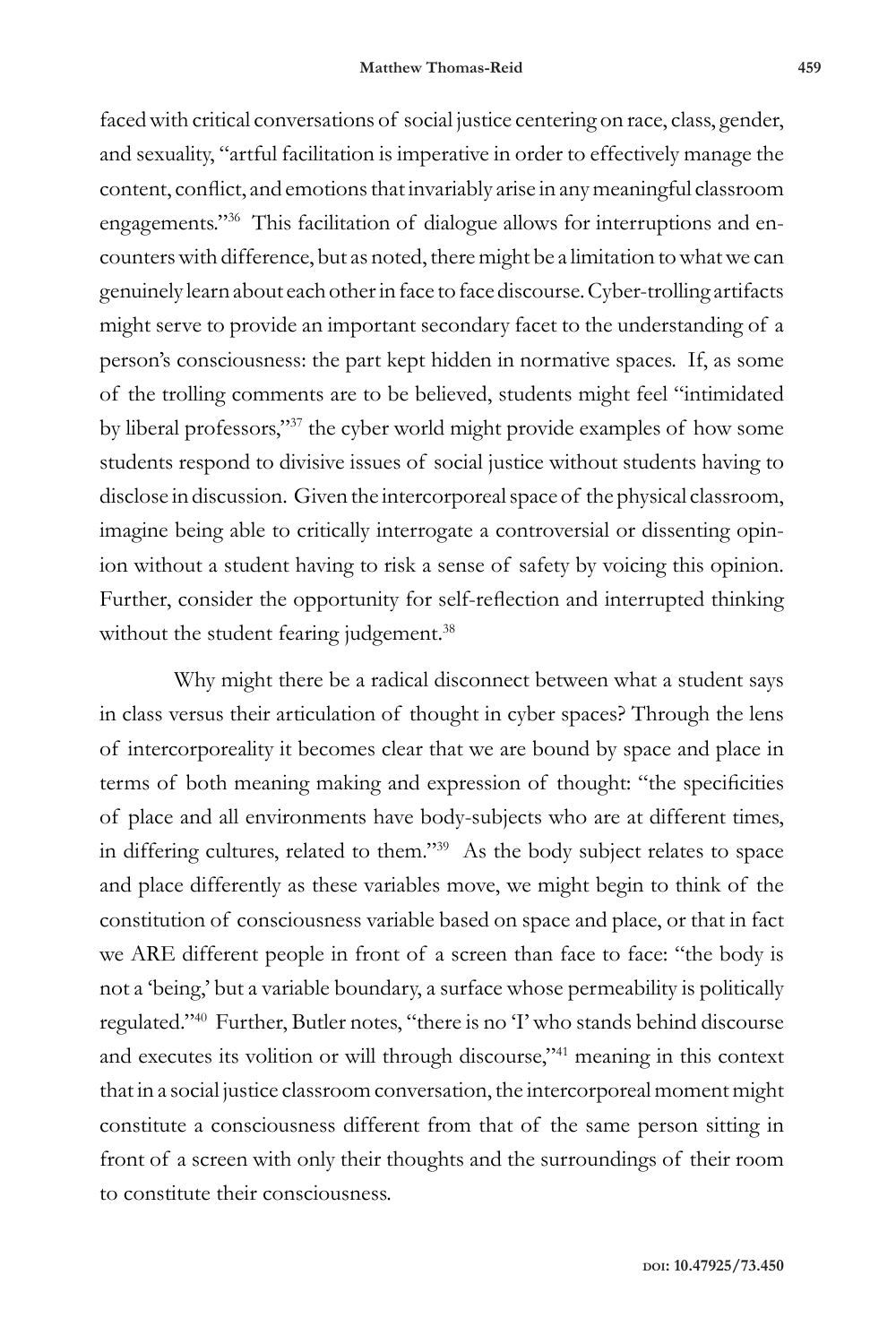faced with critical conversations of social justice centering on race, class, gender, and sexuality, "artful facilitation is imperative in order to effectively manage the content, conflict, and emotions that invariably arise in any meaningful classroom engagements."[36] This facilitation of dialogue allows for interruptions and encounters with difference, but as noted, there might be a limitation to what we can genuinely learn about each other in face to face discourse. Cyber-trolling artifacts might serve to provide an important secondary facet to the understanding of a person's consciousness: the part kept hidden in normative spaces. If, as some of the trolling comments are to be believed, students might feel "intimidated by liberal professors,"[37] the cyber world might provide examples of how some students respond to divisive issues of social justice without students having to disclose in discussion. Given the intercorporeal space of the physical classroom, imagine being able to critically interrogate a controversial or dissenting opinion without a student having to risk a sense of safety by voicing this opinion. Further, consider the opportunity for self-reflection and interrupted thinking without the student fearing judgement.[38]

Why might there be a radical disconnect between what a student says in class versus their articulation of thought in cyber spaces? Through the lens of intercorporeality it becomes clear that we are bound by space and place in terms of both meaning making and expression of thought: "the specificities of place and all environments have body-subjects who are at different times, in differing cultures, related to them."[39] As the body subject relates to space and place differently as these variables move, we might begin to think of the constitution of consciousness variable based on space and place, or that in fact we ARE different people in front of a screen than face to face: "the body is not a 'being,' but a variable boundary, a surface whose permeability is politically regulated."[40] Further, Butler notes, "there is no 'I' who stands behind discourse and executes its volition or will through discourse,"[41] meaning in this context that in a social justice classroom conversation, the intercorporeal moment might constitute a consciousness different from that of the same person sitting in front of a screen with only their thoughts and the surroundings of their room to constitute their consciousness.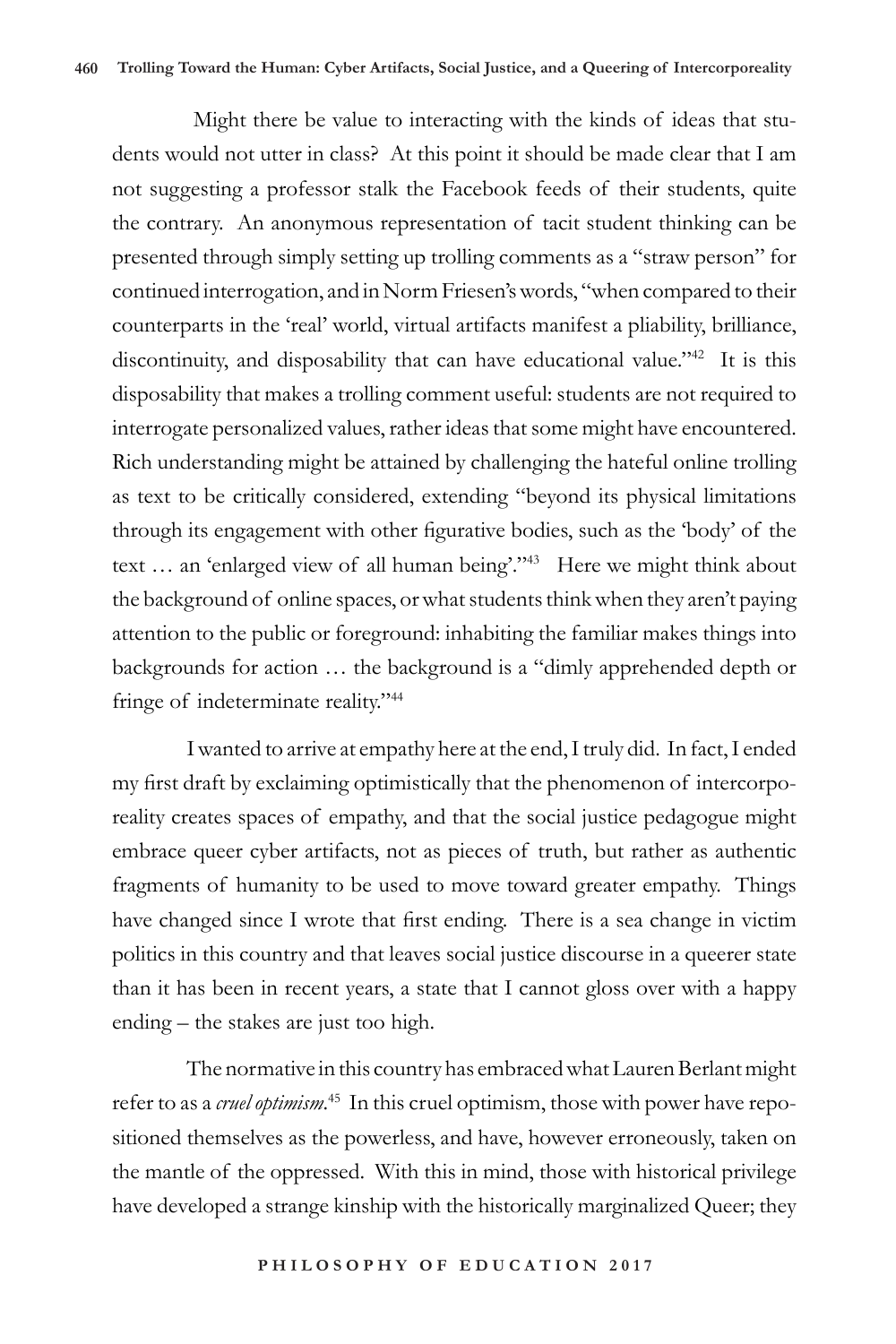Might there be value to interacting with the kinds of ideas that students would not utter in class? At this point it should be made clear that I am not suggesting a professor stalk the Facebook feeds of their students, quite the contrary. An anonymous representation of tacit student thinking can be presented through simply setting up trolling comments as a "straw person" for continued interrogation, and in Norm Friesen's words, "when compared to their counterparts in the 'real' world, virtual artifacts manifest a pliability, brilliance, discontinuity, and disposability that can have educational value."[42] It is this disposability that makes a trolling comment useful: students are not required to interrogate personalized values, rather ideas that some might have encountered. Rich understanding might be attained by challenging the hateful online trolling as text to be critically considered, extending "beyond its physical limitations through its engagement with other figurative bodies, such as the 'body' of the text … an 'enlarged view of all human being'."[43] Here we might think about the background of online spaces, or what students think when they aren't paying attention to the public or foreground: inhabiting the familiar makes things into backgrounds for action … the background is a "dimly apprehended depth or fringe of indeterminate reality."[44]

I wanted to arrive at empathy here at the end, I truly did. In fact, I ended my first draft by exclaiming optimistically that the phenomenon of intercorporeality creates spaces of empathy, and that the social justice pedagogue might embrace queer cyber artifacts, not as pieces of truth, but rather as authentic fragments of humanity to be used to move toward greater empathy. Things have changed since I wrote that first ending. There is a sea change in victim politics in this country and that leaves social justice discourse in a queerer state than it has been in recent years, a state that I cannot gloss over with a happy ending – the stakes are just too high.

The normative in this country has embraced what Lauren Berlant might refer to as a *cruel optimism*.[45] In this cruel optimism, those with power have repositioned themselves as the powerless, and have, however erroneously, taken on the mantle of the oppressed. With this in mind, those with historical privilege have developed a strange kinship with the historically marginalized Queer; they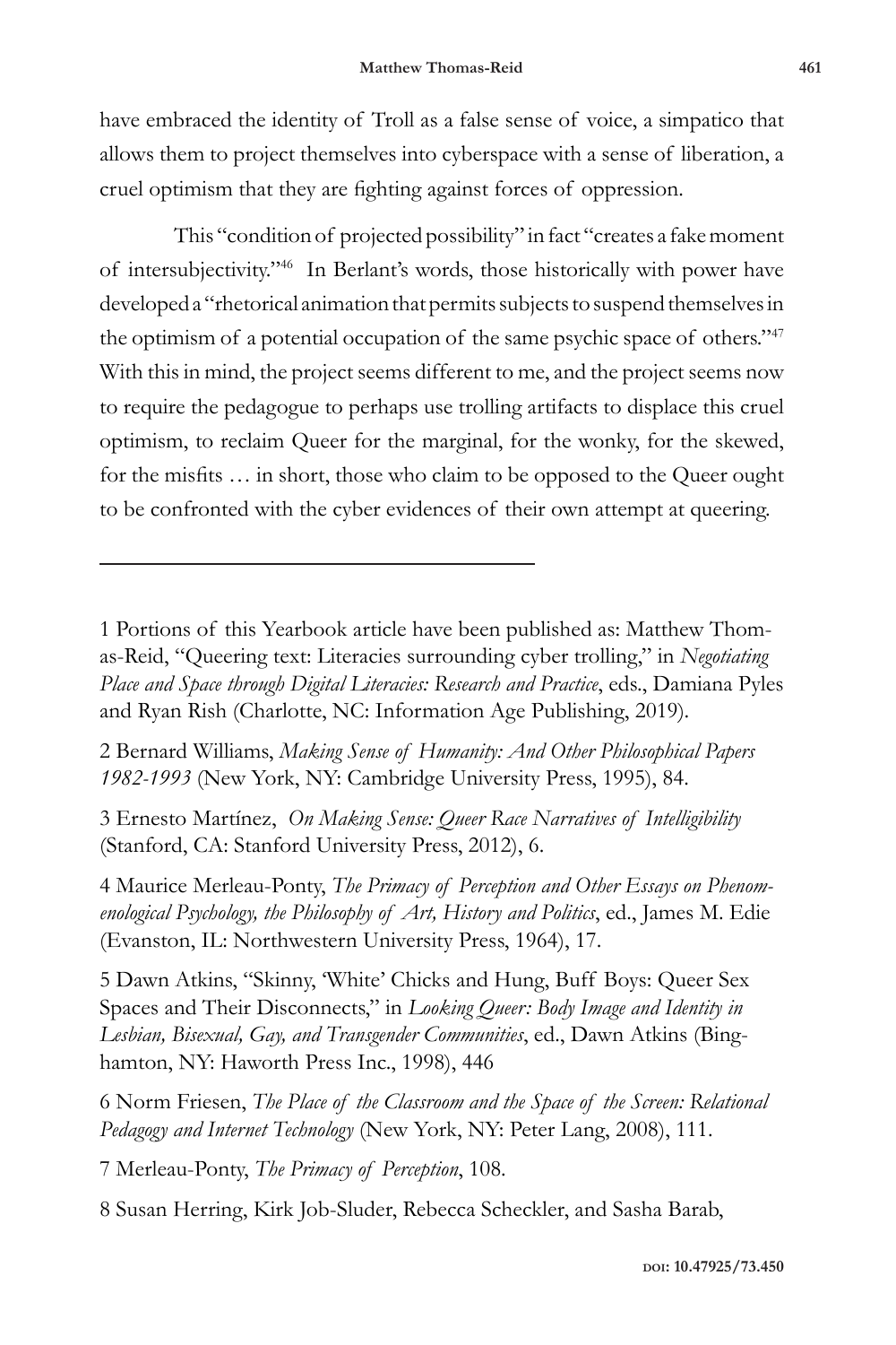have embraced the identity of Troll as a false sense of voice, a simpatico that allows them to project themselves into cyberspace with a sense of liberation, a cruel optimism that they are fighting against forces of oppression.

This "condition of projected possibility" in fact "creates a fake moment of intersubjectivity."[46] In Berlant's words, those historically with power have developed a "rhetorical animation that permits subjects to suspend themselves in the optimism of a potential occupation of the same psychic space of others."[47] With this in mind, the project seems different to me, and the project seems now to require the pedagogue to perhaps use trolling artifacts to displace this cruel optimism, to reclaim Queer for the marginal, for the wonky, for the skewed, for the misfits … in short, those who claim to be opposed to the Queer ought to be confronted with the cyber evidences of their own attempt at queering.

---

1 Portions of this Yearbook article have been published as: Matthew Thomas-Reid, "Queering text: Literacies surrounding cyber trolling," in *Negotiating Place and Space through Digital Literacies: Research and Practice*, eds., Damiana Pyles and Ryan Rish (Charlotte, NC: Information Age Publishing, 2019).

2 Bernard Williams, *Making Sense of Humanity: And Other Philosophical Papers 1982-1993* (New York, NY: Cambridge University Press, 1995), 84.

3 Ernesto Martínez, *On Making Sense: Queer Race Narratives of Intelligibility* (Stanford, CA: Stanford University Press, 2012), 6.

4 Maurice Merleau-Ponty, *The Primacy of Perception and Other Essays on Phenomenological Psychology, the Philosophy of Art, History and Politics*, ed., James M. Edie (Evanston, IL: Northwestern University Press, 1964), 17.

5 Dawn Atkins, "Skinny, 'White' Chicks and Hung, Buff Boys: Queer Sex Spaces and Their Disconnects," in *Looking Queer: Body Image and Identity in Lesbian, Bisexual, Gay, and Transgender Communities*, ed., Dawn Atkins (Binghamton, NY: Haworth Press Inc., 1998), 446

6 Norm Friesen, *The Place of the Classroom and the Space of the Screen: Relational Pedagogy and Internet Technology* (New York, NY: Peter Lang, 2008), 111.

7 Merleau-Ponty, *The Primacy of Perception*, 108.

8 Susan Herring, Kirk Job-Sluder, Rebecca Scheckler, and Sasha Barab,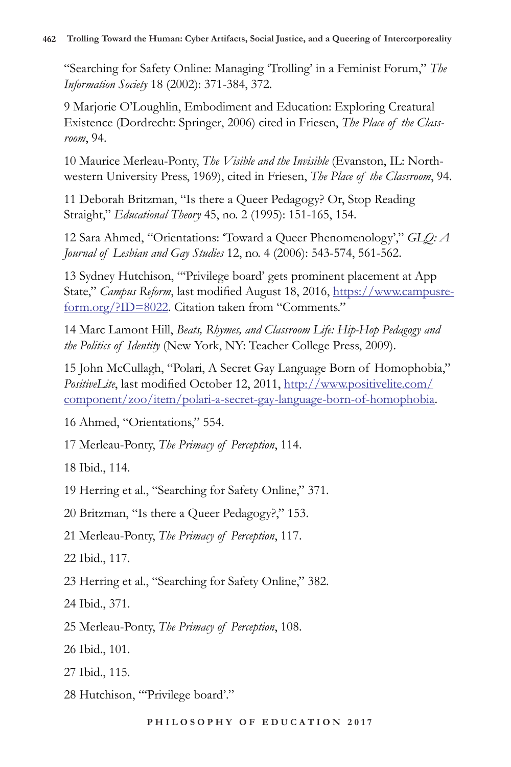"Searching for Safety Online: Managing 'Trolling' in a Feminist Forum," *The Information Society* 18 (2002): 371-384, 372.

9 Marjorie O'Loughlin, Embodiment and Education: Exploring Creatural Existence (Dordrecht: Springer, 2006) cited in Friesen, *The Place of the Classroom*, 94.

10 Maurice Merleau-Ponty, *The Visible and the Invisible* (Evanston, IL: Northwestern University Press, 1969), cited in Friesen, *The Place of the Classroom*, 94.

11 Deborah Britzman, "Is there a Queer Pedagogy? Or, Stop Reading Straight," *Educational Theory* 45, no. 2 (1995): 151-165, 154.

12 Sara Ahmed, "Orientations: 'Toward a Queer Phenomenology'," *GLQ: A Journal of Lesbian and Gay Studies* 12, no. 4 (2006): 543-574, 561-562.

13 Sydney Hutchison, "'Privilege board' gets prominent placement at App State," *Campus Reform*, last modified August 18, 2016, [https://www.campusreform.org/?ID=8022](https://www.campusreform.org/?ID=8022). Citation taken from "Comments."

14 Marc Lamont Hill, *Beats, Rhymes, and Classroom Life: Hip-Hop Pedagogy and the Politics of Identity* (New York, NY: Teacher College Press, 2009).

15 John McCullagh, "Polari, A Secret Gay Language Born of Homophobia," *PositiveLite*, last modified October 12, 2011, [http://www.positivelite.com/component/zoo/item/polari-a-secret-gay-language-born-of-homophobia](http://www.positivelite.com/component/zoo/item/polari-a-secret-gay-language-born-of-homophobia).

16 Ahmed, "Orientations," 554.

17 Merleau-Ponty, *The Primacy of Perception*, 114.

18 Ibid., 114.

19 Herring et al., "Searching for Safety Online," 371.

20 Britzman, "Is there a Queer Pedagogy?," 153.

21 Merleau-Ponty, *The Primacy of Perception*, 117.

22 Ibid., 117.

23 Herring et al., "Searching for Safety Online," 382.

24 Ibid., 371.

25 Merleau-Ponty, *The Primacy of Perception*, 108.

26 Ibid., 101.

27 Ibid., 115.

28 Hutchison, "'Privilege board'."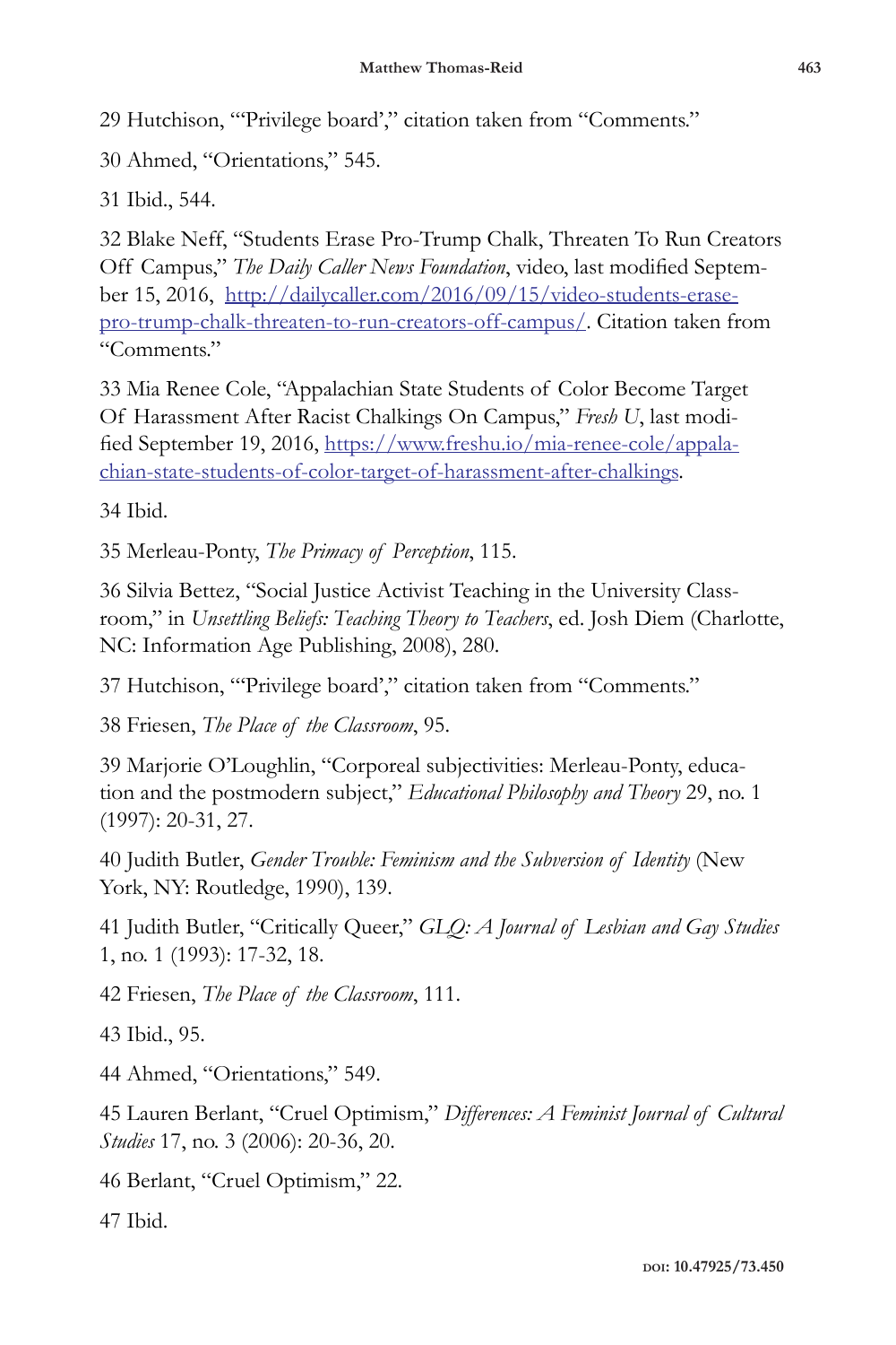29 Hutchison, "'Privilege board'," citation taken from "Comments."

30 Ahmed, "Orientations," 545.

31 Ibid., 544.

32 Blake Neff, "Students Erase Pro-Trump Chalk, Threaten To Run Creators Off Campus," *The Daily Caller News Foundation*, video, last modified September 15, 2016, [http://dailycaller.com/2016/09/15/video-students-erase-pro-trump-chalk-threaten-to-run-creators-off-campus/](http://dailycaller.com/2016/09/15/video-students-erase-pro-trump-chalk-threaten-to-run-creators-off-campus/). Citation taken from "Comments."

33 Mia Renee Cole, "Appalachian State Students of Color Become Target Of Harassment After Racist Chalkings On Campus," *Fresh U*, last modified September 19, 2016, [https://www.freshu.io/mia-renee-cole/appalachian-state-students-of-color-target-of-harassment-after-chalkings](https://www.freshu.io/mia-renee-cole/appalachian-state-students-of-color-target-of-harassment-after-chalkings).

34 Ibid.

35 Merleau-Ponty, *The Primacy of Perception*, 115.

36 Silvia Bettez, "Social Justice Activist Teaching in the University Classroom," in *Unsettling Beliefs: Teaching Theory to Teachers*, ed. Josh Diem (Charlotte, NC: Information Age Publishing, 2008), 280.

37 Hutchison, "'Privilege board'," citation taken from "Comments."

38 Friesen, *The Place of the Classroom*, 95.

39 Marjorie O'Loughlin, "Corporeal subjectivities: Merleau-Ponty, education and the postmodern subject," *Educational Philosophy and Theory* 29, no. 1 (1997): 20-31, 27.

40 Judith Butler, *Gender Trouble: Feminism and the Subversion of Identity* (New York, NY: Routledge, 1990), 139.

41 Judith Butler, "Critically Queer," *GLQ: A Journal of Lesbian and Gay Studies* 1, no. 1 (1993): 17-32, 18.

42 Friesen, *The Place of the Classroom*, 111.

43 Ibid., 95.

44 Ahmed, "Orientations," 549.

45 Lauren Berlant, "Cruel Optimism," *Differences: A Feminist Journal of Cultural Studies* 17, no. 3 (2006): 20-36, 20.

46 Berlant, "Cruel Optimism," 22.

47 Ibid.